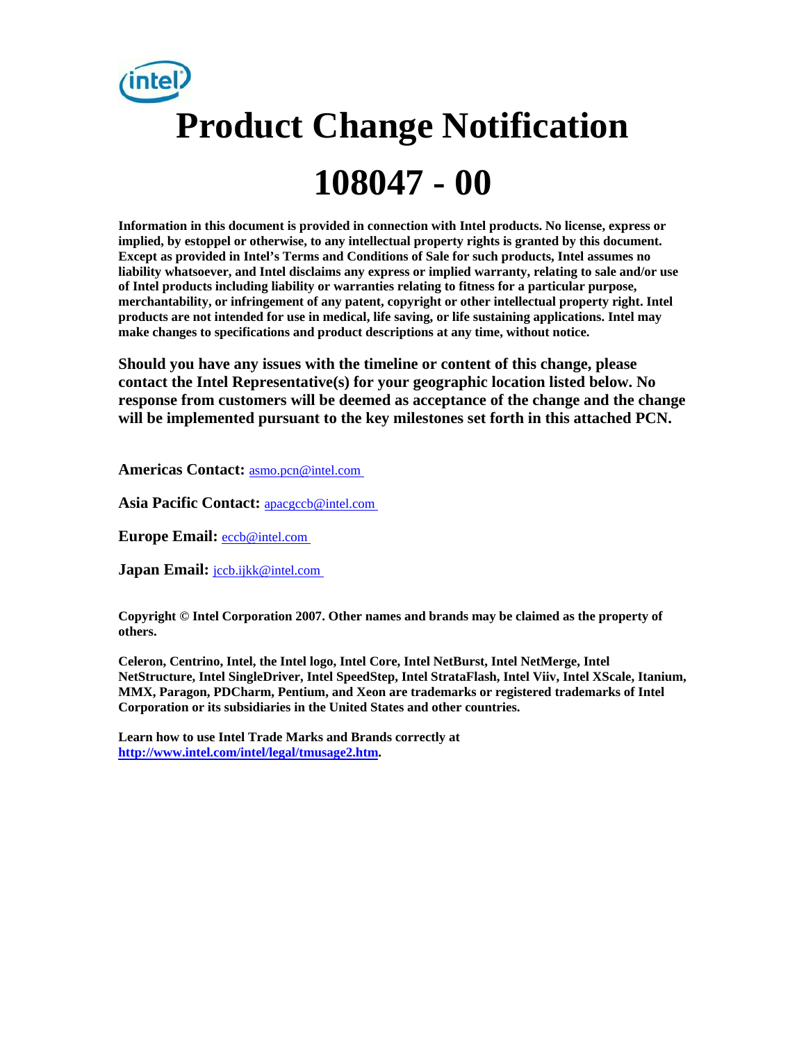# Product Change Notification

# 108047 - 00

**Information in this document is provided in connection with Intel products. No license, express or implied, by estoppel or otherwise, to any intellectual property rights is granted by this document. Except as provided in Intel's Terms and Conditions of Sale for such products, Intel assumes no liability whatsoever, and Intel disclaims any express or implied warranty, relating to sale and/or use of Intel products including liability or warranties relating to fitness for a particular purpose, merchantability, or infringement of any patent, copyright or other intellectual property right. Intel products are not intended for use in medical, life saving, or life sustaining applications. Intel may make changes to specifications and product descriptions at any time, without notice.**

**Should you have any issues with the timeline or content of this change, please contact the Intel Representative(s) for your geographic location listed below. No response from customers will be deemed as acceptance of the change and the change will be implemented pursuant to the key milestones set forth in this attached PCN.**

**Americas Contact:** asmo.pcn@intel.com

**Asia Pacific Contact:** apacgccb@intel.com

**Europe Email:** eccb@intel.com

**Japan Email:** jccb.ijkk@intel.com

**Copyright © Intel Corporation 2007. Other names and brands may be claimed as the property of others.**

**Celeron, Centrino, Intel, the Intel logo, Intel Core, Intel NetBurst, Intel NetMerge, Intel NetStructure, Intel SingleDriver, Intel SpeedStep, Intel StrataFlash, Intel Viiv, Intel XScale, Itanium, MMX, Paragon, PDCharm, Pentium, and Xeon are trademarks or registered trademarks of Intel Corporation or its subsidiaries in the United States and other countries.**

**Learn how to use Intel Trade Marks and Brands correctly at http://www.intel.com/intel/legal/tmusage2.htm.**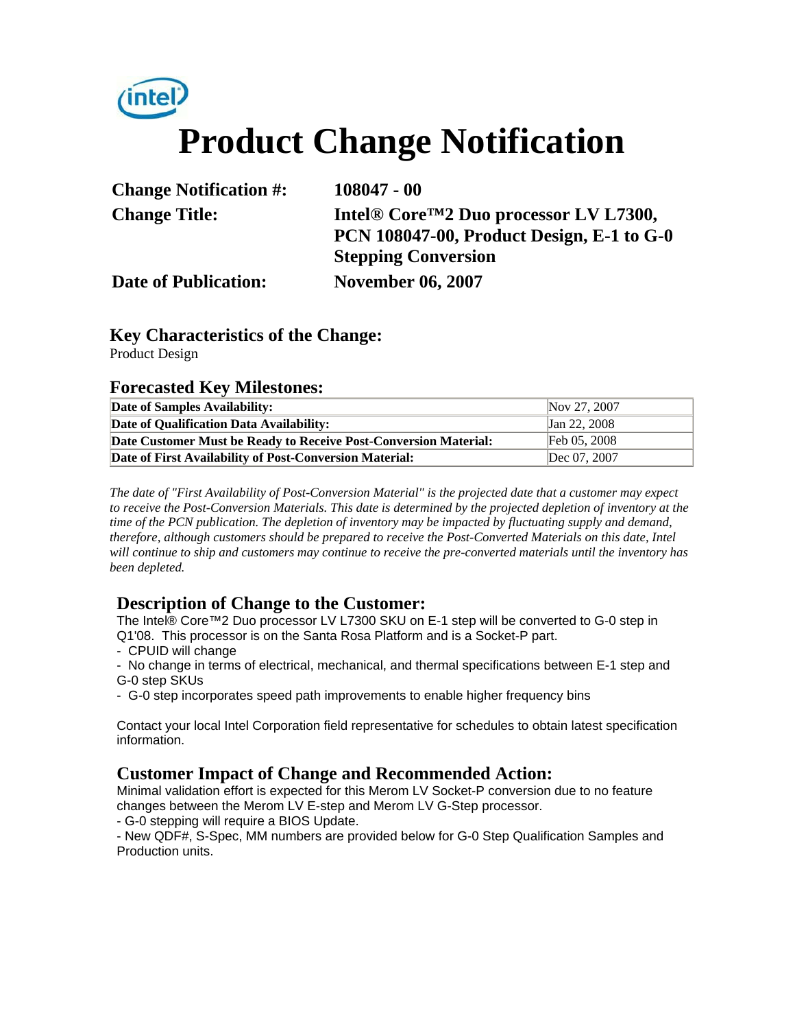# Product Change Notification

**Change Notification #:** 108047 - 00

**Change Title:** Intel® Core™2 Duo processor LV L7300, PCN 108047-00, Product Design, E-1 to G-0 Stepping Conversion

**Date of Publication:** November 06, 2007

## Key Characteristics of the Change:

Product Design

## Forecasted Key Milestones:

| | |
|---|---|
| **Date of Samples Availability:** | Nov 27, 2007 |
| **Date of Qualification Data Availability:** | Jan 22, 2008 |
| **Date Customer Must be Ready to Receive Post-Conversion Material:** | Feb 05, 2008 |
| **Date of First Availability of Post-Conversion Material:** | Dec 07, 2007 |

*The date of "First Availability of Post-Conversion Material" is the projected date that a customer may expect to receive the Post-Conversion Materials. This date is determined by the projected depletion of inventory at the time of the PCN publication. The depletion of inventory may be impacted by fluctuating supply and demand, therefore, although customers should be prepared to receive the Post-Converted Materials on this date, Intel will continue to ship and customers may continue to receive the pre-converted materials until the inventory has been depleted.*

## Description of Change to the Customer:

The Intel® Core™2 Duo processor LV L7300 SKU on E-1 step will be converted to G-0 step in Q1'08. This processor is on the Santa Rosa Platform and is a Socket-P part.

- CPUID will change
- No change in terms of electrical, mechanical, and thermal specifications between E-1 step and G-0 step SKUs
- G-0 step incorporates speed path improvements to enable higher frequency bins

Contact your local Intel Corporation field representative for schedules to obtain latest specification information.

## Customer Impact of Change and Recommended Action:

Minimal validation effort is expected for this Merom LV Socket-P conversion due to no feature changes between the Merom LV E-step and Merom LV G-Step processor.

- G-0 stepping will require a BIOS Update.
- New QDF#, S-Spec, MM numbers are provided below for G-0 Step Qualification Samples and Production units.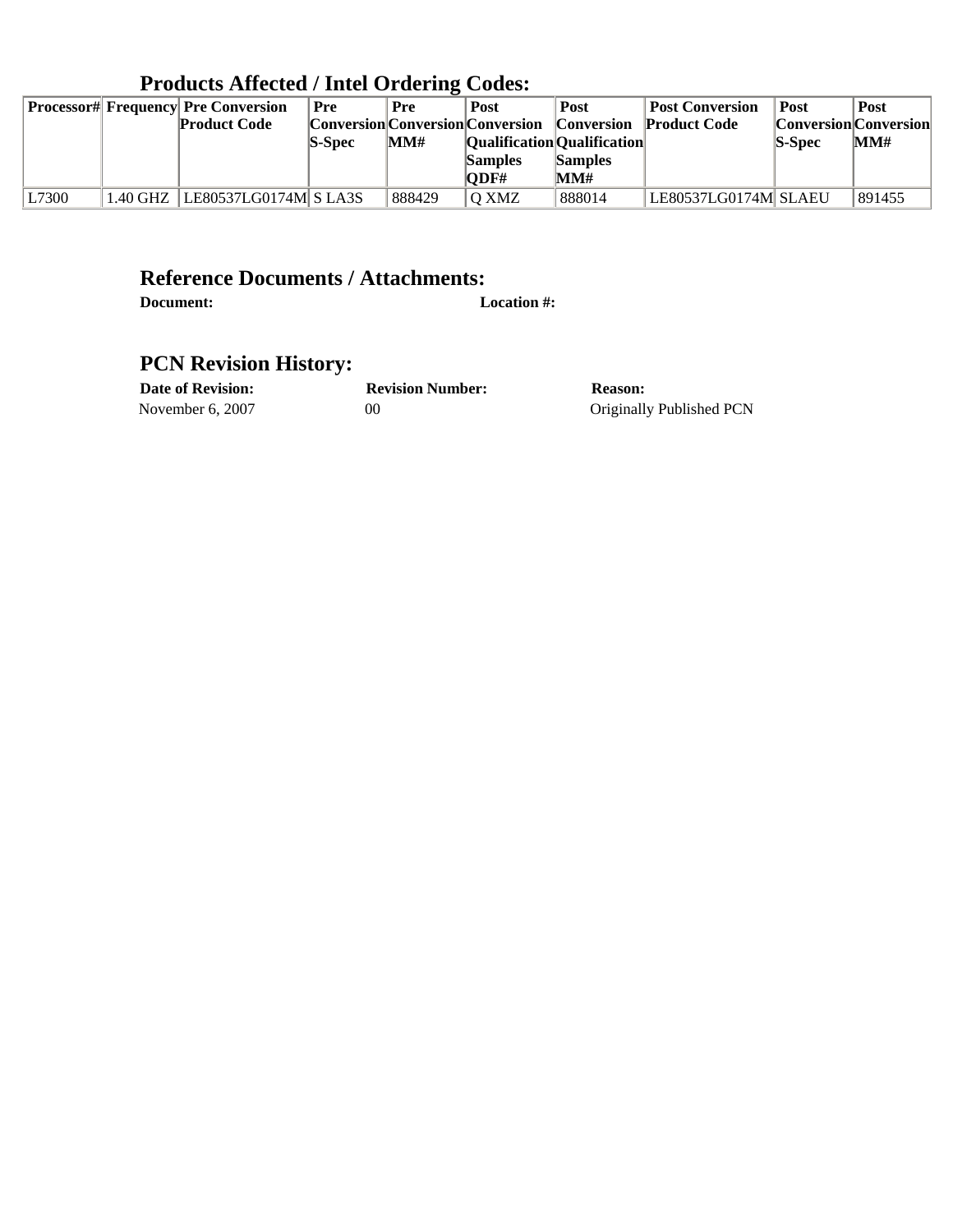## Products Affected / Intel Ordering Codes:

| Processor# | Frequency | Pre Conversion Product Code | Pre Conversion S-Spec | Pre Conversion MM# | Post Conversion Qualification Samples QDF# | Post Conversion Qualification Samples MM# | Post Conversion Product Code | Post Conversion S-Spec | Post Conversion MM# |
|---|---|---|---|---|---|---|---|---|---|
| L7300 | 1.40 GHZ | LE80537LG0174M | S LA3S | 888429 | Q XMZ | 888014 | LE80537LG0174M | SLAEU | 891455 |

## Reference Documents / Attachments:

**Document:** **Location #:**

## PCN Revision History:

| Date of Revision: | Revision Number: | Reason: |
|---|---|---|
| November 6, 2007 | 00 | Originally Published PCN |